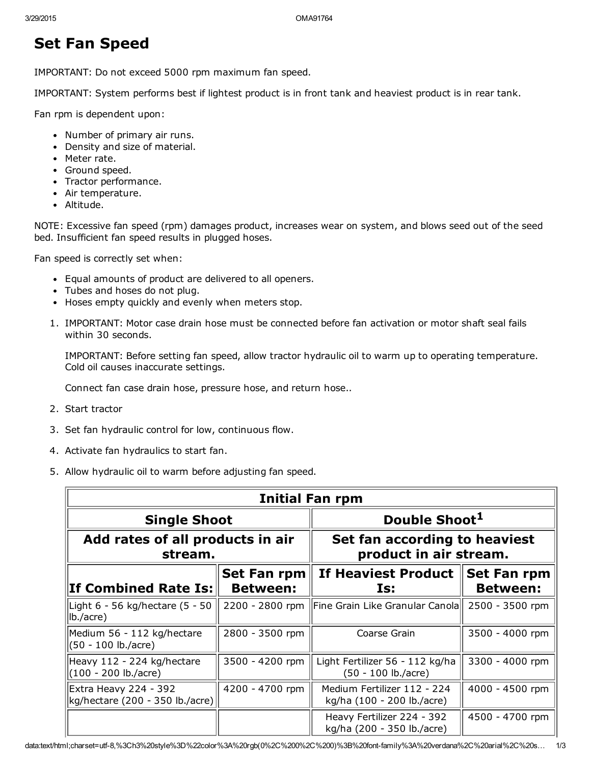# Set Fan Speed

IMPORTANT: Do not exceed 5000 rpm maximum fan speed.

IMPORTANT: System performs best if lightest product is in front tank and heaviest product is in rear tank.

Fan rpm is dependent upon:

- Number of primary air runs.
- Density and size of material.
- Meter rate.
- Ground speed.
- Tractor performance.
- Air temperature.
- Altitude.

NOTE: Excessive fan speed (rpm) damages product, increases wear on system, and blows seed out of the seed bed. Insufficient fan speed results in plugged hoses.

Fan speed is correctly set when:

- Equal amounts of product are delivered to all openers.
- Tubes and hoses do not plug.
- Hoses empty quickly and evenly when meters stop.

1. IMPORTANT: Motor case drain hose must be connected before fan activation or motor shaft seal fails within 30 seconds.

   IMPORTANT: Before setting fan speed, allow tractor hydraulic oil to warm up to operating temperature. Cold oil causes inaccurate settings.

   Connect fan case drain hose, pressure hose, and return hose..

2. Start tractor

3. Set fan hydraulic control for low, continuous flow.

4. Activate fan hydraulics to start fan.

5. Allow hydraulic oil to warm before adjusting fan speed.

| Initial Fan rpm | | | |
|---|---|---|---|
| **Single Shoot** | | **Double Shoot[1]** | |
| **Add rates of all products in air stream.** | | **Set fan according to heaviest product in air stream.** | |
| **If Combined Rate Is:** | **Set Fan rpm Between:** | **If Heaviest Product Is:** | **Set Fan rpm Between:** |
| Light 6 - 56 kg/hectare (5 - 50 lb./acre) | 2200 - 2800 rpm | Fine Grain Like Granular Canola | 2500 - 3500 rpm |
| Medium 56 - 112 kg/hectare (50 - 100 lb./acre) | 2800 - 3500 rpm | Coarse Grain | 3500 - 4000 rpm |
| Heavy 112 - 224 kg/hectare (100 - 200 lb./acre) | 3500 - 4200 rpm | Light Fertilizer 56 - 112 kg/ha (50 - 100 lb./acre) | 3300 - 4000 rpm |
| Extra Heavy 224 - 392 kg/hectare (200 - 350 lb./acre) | 4200 - 4700 rpm | Medium Fertilizer 112 - 224 kg/ha (100 - 200 lb./acre) | 4000 - 4500 rpm |
| | | Heavy Fertilizer 224 - 392 kg/ha (200 - 350 lb./acre) | 4500 - 4700 rpm |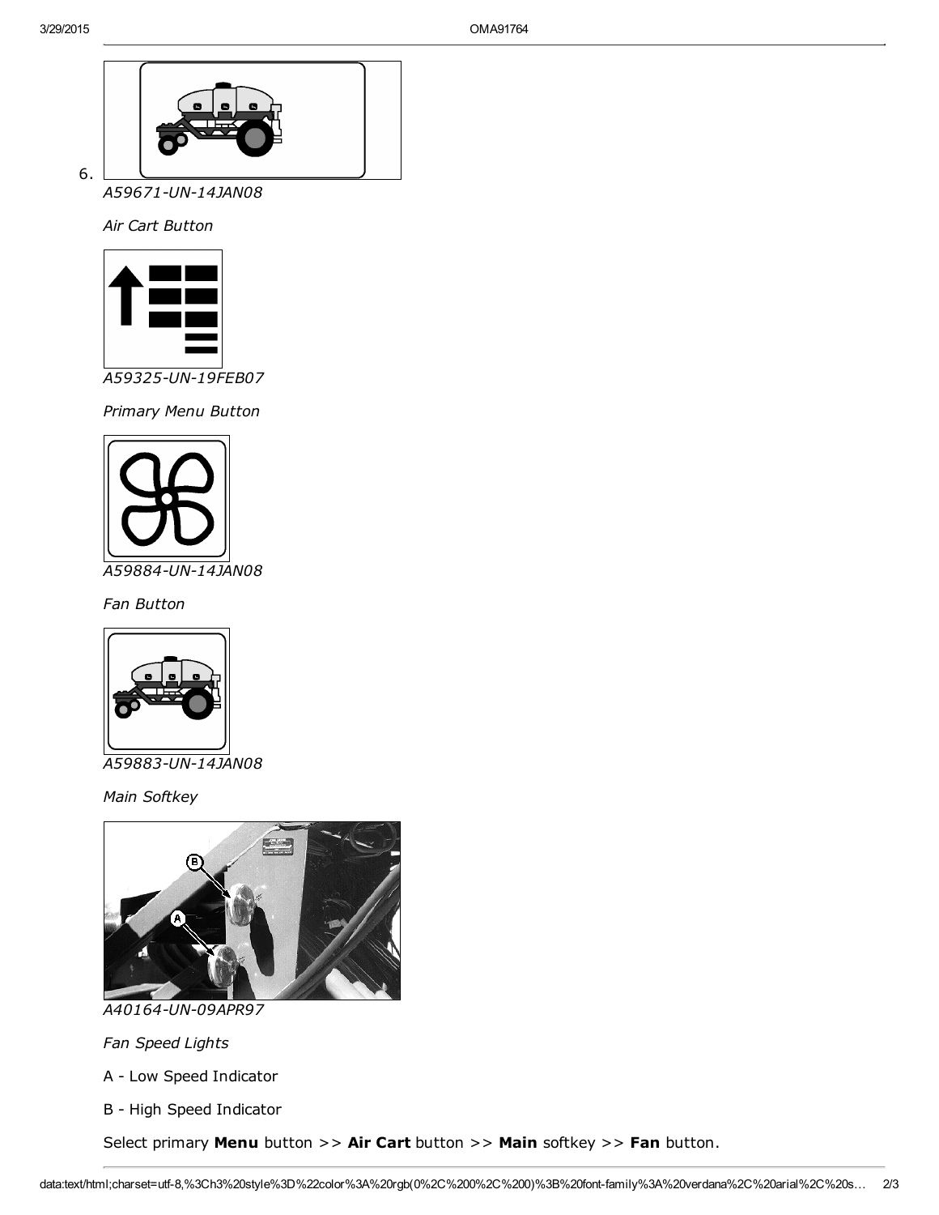6.

A59671-UN-14JAN08

*Air Cart Button*

A59325-UN-19FEB07

*Primary Menu Button*

A59884-UN-14JAN08

*Fan Button*

A59883-UN-14JAN08

*Main Softkey*

A40164-UN-09APR97

*Fan Speed Lights*

A - Low Speed Indicator

B - High Speed Indicator

Select primary **Menu** button >> **Air Cart** button >> **Main** softkey >> **Fan** button.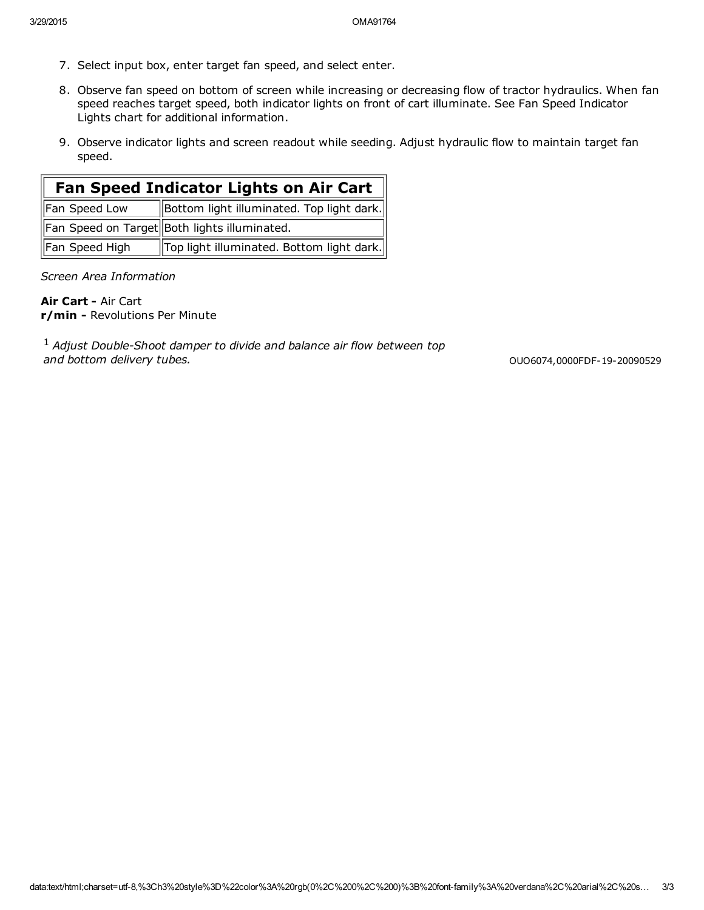7. Select input box, enter target fan speed, and select enter.

8. Observe fan speed on bottom of screen while increasing or decreasing flow of tractor hydraulics. When fan speed reaches target speed, both indicator lights on front of cart illuminate. See Fan Speed Indicator Lights chart for additional information.

9. Observe indicator lights and screen readout while seeding. Adjust hydraulic flow to maintain target fan speed.

| Fan Speed Indicator Lights on Air Cart | |
|---|---|
| Fan Speed Low | Bottom light illuminated. Top light dark. |
| Fan Speed on Target | Both lights illuminated. |
| Fan Speed High | Top light illuminated. Bottom light dark. |

*Screen Area Information*

**Air Cart -** Air Cart
**r/min -** Revolutions Per Minute

[1] *Adjust Double-Shoot damper to divide and balance air flow between top and bottom delivery tubes.*

OUO6074,0000FDF-19-20090529